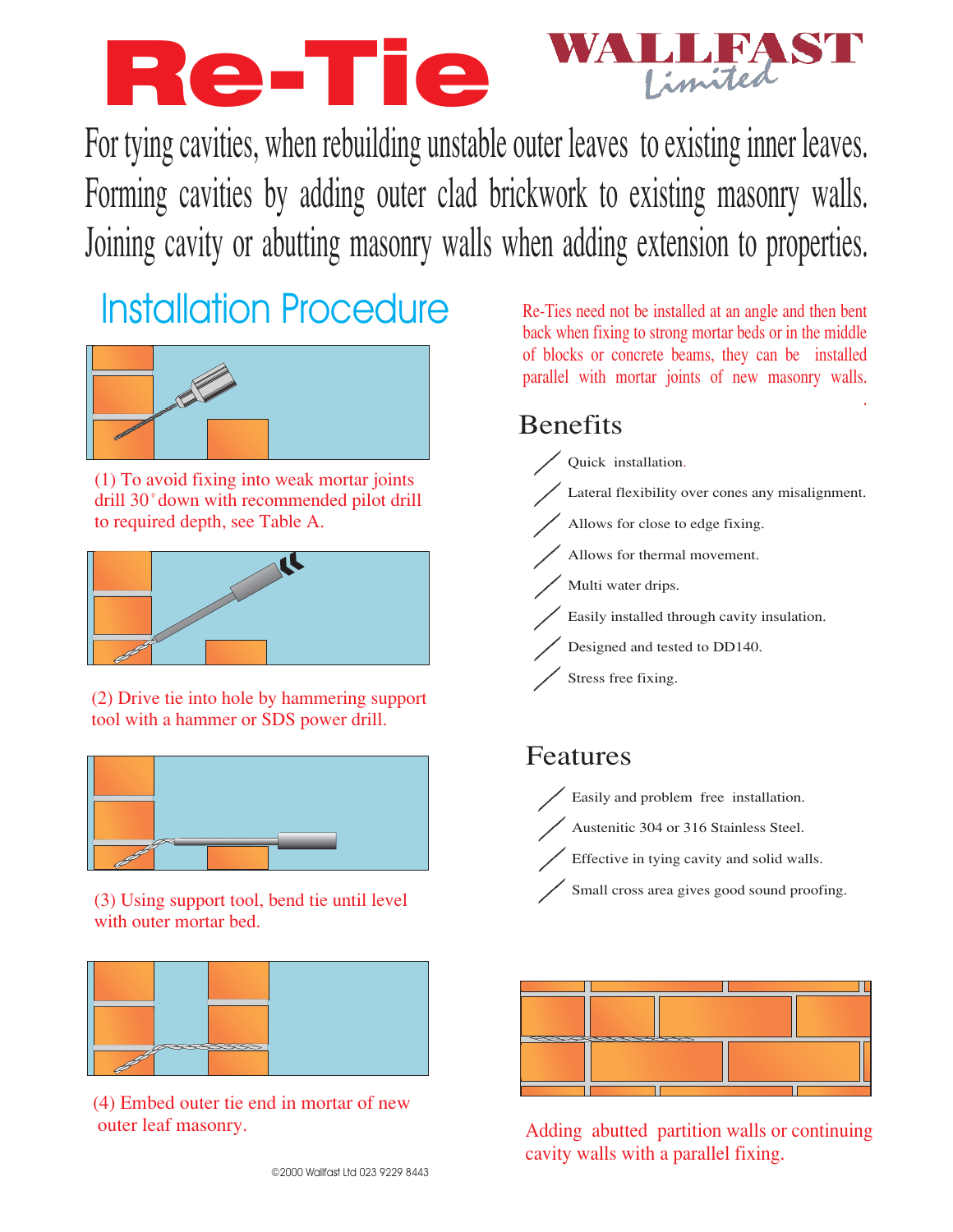# Re-Tie

**WALLFAST** *Limited*

For tying cavities, when rebuilding unstable outer leaves to existing inner leaves.
Forming cavities by adding outer clad brickwork to existing masonry walls.
Joining cavity or abutting masonry walls when adding extension to properties.

## Installation Procedure

(1) To avoid fixing into weak mortar joints drill 30° down with recommended pilot drill to required depth, see Table A.

(2) Drive tie into hole by hammering support tool with a hammer or SDS power drill.

(3) Using support tool, bend tie until level with outer mortar bed.

(4) Embed outer tie end in mortar of new outer leaf masonry.

Re-Ties need not be installed at an angle and then bent back when fixing to strong mortar beds or in the middle of blocks or concrete beams, they can be installed parallel with mortar joints of new masonry walls.

## Benefits

- Quick installation.
- Lateral flexibility over cones any misalignment.
- Allows for close to edge fixing.
- Allows for thermal movement.
- Multi water drips.
- Easily installed through cavity insulation.
- Designed and tested to DD140.
- Stress free fixing.

## Features

- Easily and problem free installation.
- Austenitic 304 or 316 Stainless Steel.
- Effective in tying cavity and solid walls.
- Small cross area gives good sound proofing.

Adding abutted partition walls or continuing cavity walls with a parallel fixing.

©2000 Wallfast Ltd 023 9229 8443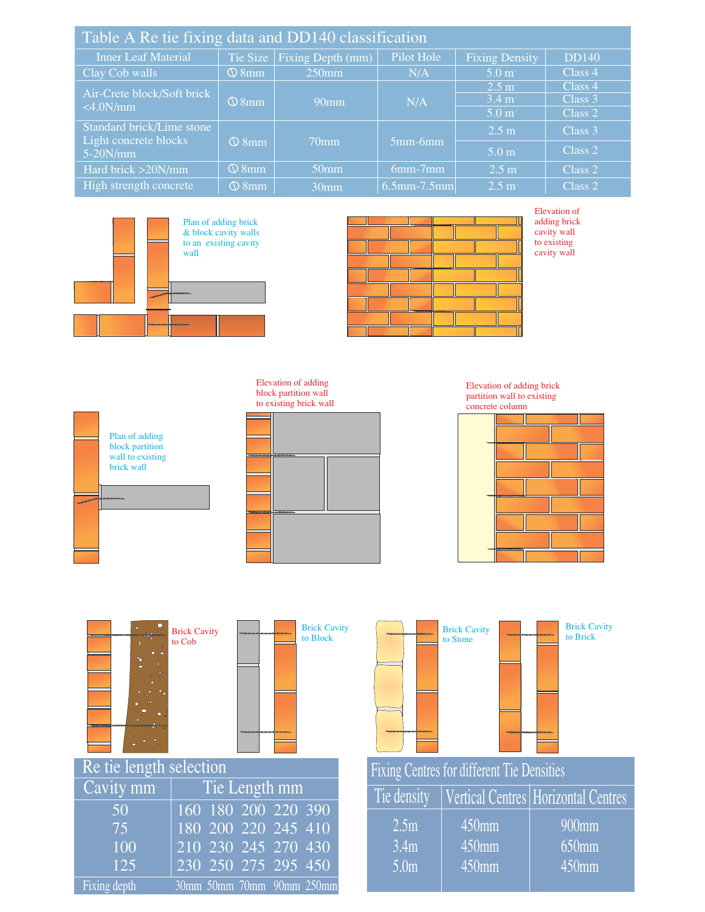## Table A Re tie fixing data and DD140 classification

| Inner Leaf Material | Tie Size | Fixing Depth (mm) | Pilot Hole | Fixing Density | DD140 |
|---|---|---|---|---|---|
| Clay Cob walls | Ø 8mm | 250mm | N/A | 5.0 m | Class 4 |
| Air-Crete block/Soft brick <4.0N/mm | Ø 8mm | 90mm | N/A | 2.5 m | Class 4 |
| | | | | 3.4 m | Class 3 |
| | | | | 5.0 m | Class 2 |
| Standard brick/Lime stone Light concrete blocks 5-20N/mm | Ø 8mm | 70mm | 5mm-6mm | 2.5 m | Class 3 |
| | | | | 5.0 m | Class 2 |
| Hard brick >20N/mm | Ø 8mm | 50mm | 6mm-7mm | 2.5 m | Class 2 |
| High strength concrete | Ø 8mm | 30mm | 6.5mm-7.5mm | 2.5 m | Class 2 |

Plan of adding brick & block cavity walls to an existing cavity wall

Elevation of adding brick cavity wall to existing cavity wall

Plan of adding block partition wall to existing brick wall

Elevation of adding block partition wall to existing brick wall

Elevation of adding brick partition wall to existing concrete column

Brick Cavity to Cob

Brick Cavity to Block

Brick Cavity to Stone

Brick Cavity to Brick

## Re tie length selection

| Cavity mm | Tie Length mm | | | | |
|---|---|---|---|---|---|
| 50 | 160 | 180 | 200 | 220 | 390 |
| 75 | 180 | 200 | 220 | 245 | 410 |
| 100 | 210 | 230 | 245 | 270 | 430 |
| 125 | 230 | 250 | 275 | 295 | 450 |
| Fixing depth | 30mm | 50mm | 70mm | 90mm | 250mm |

## Fixing Centres for different Tie Densities

| Tie density | Vertical Centres | Horizontal Centres |
|---|---|---|
| 2.5m | 450mm | 900mm |
| 3.4m | 450mm | 650mm |
| 5.0m | 450mm | 450mm |